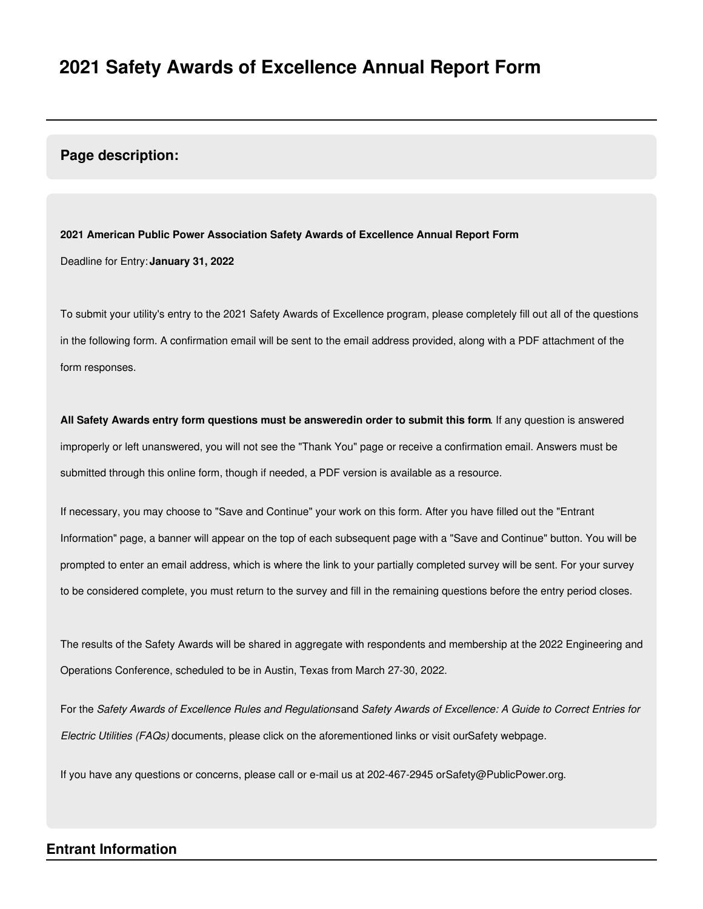# 2021 Safety Awards of Excellence Annual Report Form

## Page description:

**2021 American Public Power Association Safety Awards of Excellence Annual Report Form**

Deadline for Entry: **January 31, 2022**

To submit your utility's entry to the 2021 Safety Awards of Excellence program, please completely fill out all of the questions in the following form. A confirmation email will be sent to the email address provided, along with a PDF attachment of the form responses.

**All Safety Awards entry form questions must be answeredin order to submit this form**. If any question is answered improperly or left unanswered, you will not see the "Thank You" page or receive a confirmation email. Answers must be submitted through this online form, though if needed, a PDF version is available as a resource.

If necessary, you may choose to "Save and Continue" your work on this form. After you have filled out the "Entrant Information" page, a banner will appear on the top of each subsequent page with a "Save and Continue" button. You will be prompted to enter an email address, which is where the link to your partially completed survey will be sent. For your survey to be considered complete, you must return to the survey and fill in the remaining questions before the entry period closes.

The results of the Safety Awards will be shared in aggregate with respondents and membership at the 2022 Engineering and Operations Conference, scheduled to be in Austin, Texas from March 27-30, 2022.

For the *Safety Awards of Excellence Rules and Regulations*and *Safety Awards of Excellence: A Guide to Correct Entries for Electric Utilities (FAQs)* documents, please click on the aforementioned links or visit ourSafety webpage.

If you have any questions or concerns, please call or e-mail us at 202-467-2945 orSafety@PublicPower.org.

## Entrant Information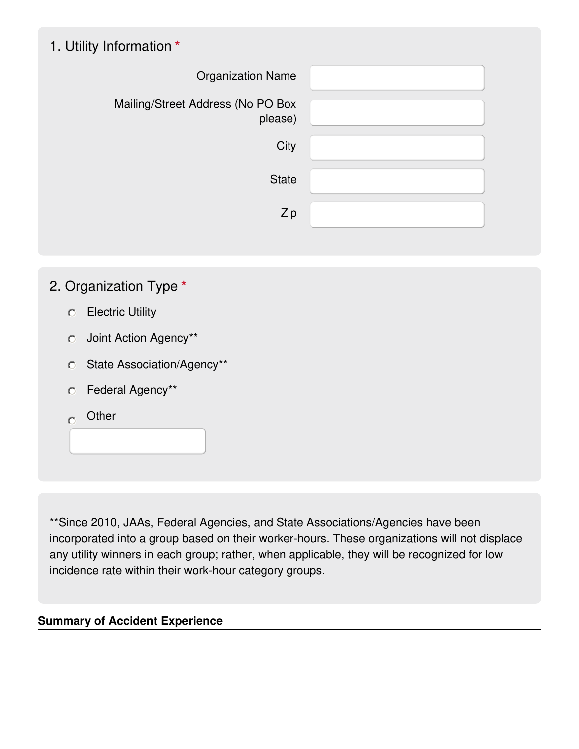## 1. Utility Information *

Organization Name

Mailing/Street Address (No PO Box please)

City

State

Zip

## 2. Organization Type *

- Electric Utility
- Joint Action Agency**
- State Association/Agency**
- Federal Agency**
- Other

**Since 2010, JAAs, Federal Agencies, and State Associations/Agencies have been incorporated into a group based on their worker-hours. These organizations will not displace any utility winners in each group; rather, when applicable, they will be recognized for low incidence rate within their work-hour category groups.

**Summary of Accident Experience**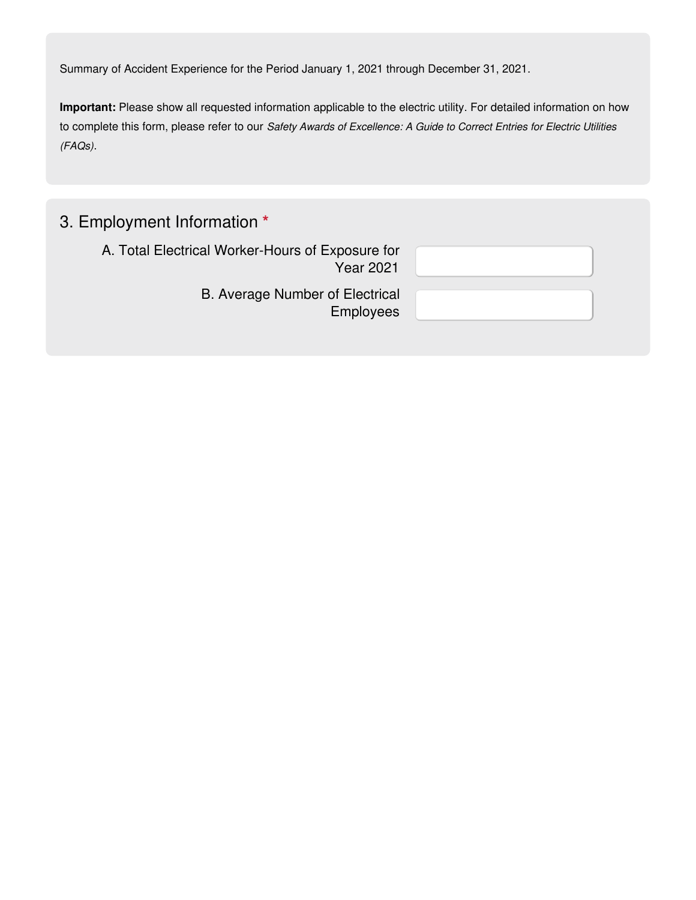Summary of Accident Experience for the Period January 1, 2021 through December 31, 2021.

**Important:** Please show all requested information applicable to the electric utility. For detailed information on how to complete this form, please refer to our *Safety Awards of Excellence: A Guide to Correct Entries for Electric Utilities (FAQs)*.

## 3. Employment Information *

A. Total Electrical Worker-Hours of Exposure for Year 2021

B. Average Number of Electrical Employees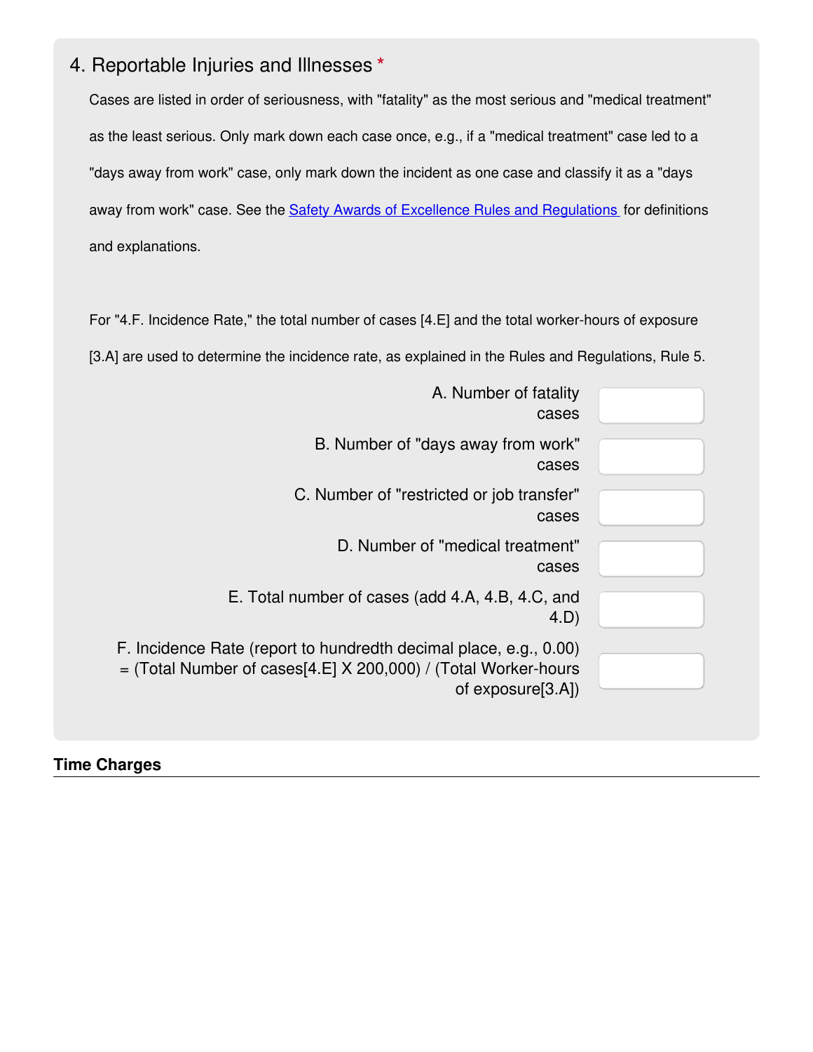## 4. Reportable Injuries and Illnesses *

Cases are listed in order of seriousness, with "fatality" as the most serious and "medical treatment" as the least serious. Only mark down each case once, e.g., if a "medical treatment" case led to a "days away from work" case, only mark down the incident as one case and classify it as a "days away from work" case. See the Safety Awards of Excellence Rules and Regulations for definitions and explanations.

For "4.F. Incidence Rate," the total number of cases [4.E] and the total worker-hours of exposure [3.A] are used to determine the incidence rate, as explained in the Rules and Regulations, Rule 5.

A. Number of fatality cases

B. Number of "days away from work" cases

C. Number of "restricted or job transfer" cases

D. Number of "medical treatment" cases

E. Total number of cases (add 4.A, 4.B, 4.C, and 4.D)

F. Incidence Rate (report to hundredth decimal place, e.g., 0.00) = (Total Number of cases[4.E] X 200,000) / (Total Worker-hours of exposure[3.A])

### Time Charges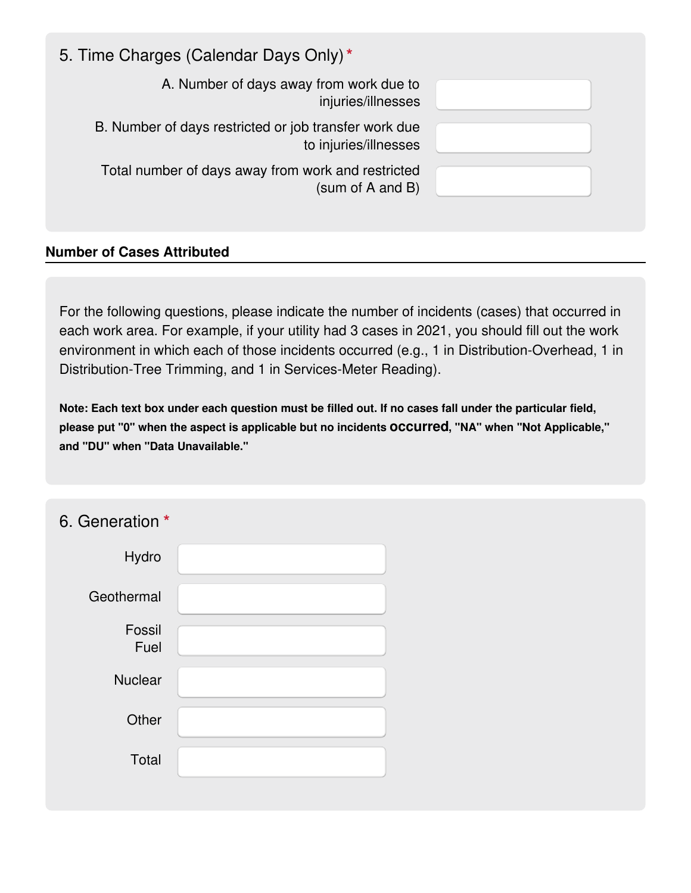## 5. Time Charges (Calendar Days Only) *

| | |
|---|---|
| A. Number of days away from work due to injuries/illnesses | |
| B. Number of days restricted or job transfer work due to injuries/illnesses | |
| Total number of days away from work and restricted (sum of A and B) | |

### Number of Cases Attributed

For the following questions, please indicate the number of incidents (cases) that occurred in each work area. For example, if your utility had 3 cases in 2021, you should fill out the work environment in which each of those incidents occurred (e.g., 1 in Distribution-Overhead, 1 in Distribution-Tree Trimming, and 1 in Services-Meter Reading).

**Note: Each text box under each question must be filled out. If no cases fall under the particular field, please put "0" when the aspect is applicable but no incidents occurred, "NA" when "Not Applicable," and "DU" when "Data Unavailable."**

## 6. Generation *

| | |
|---|---|
| Hydro | |
| Geothermal | |
| Fossil Fuel | |
| Nuclear | |
| Other | |
| Total | |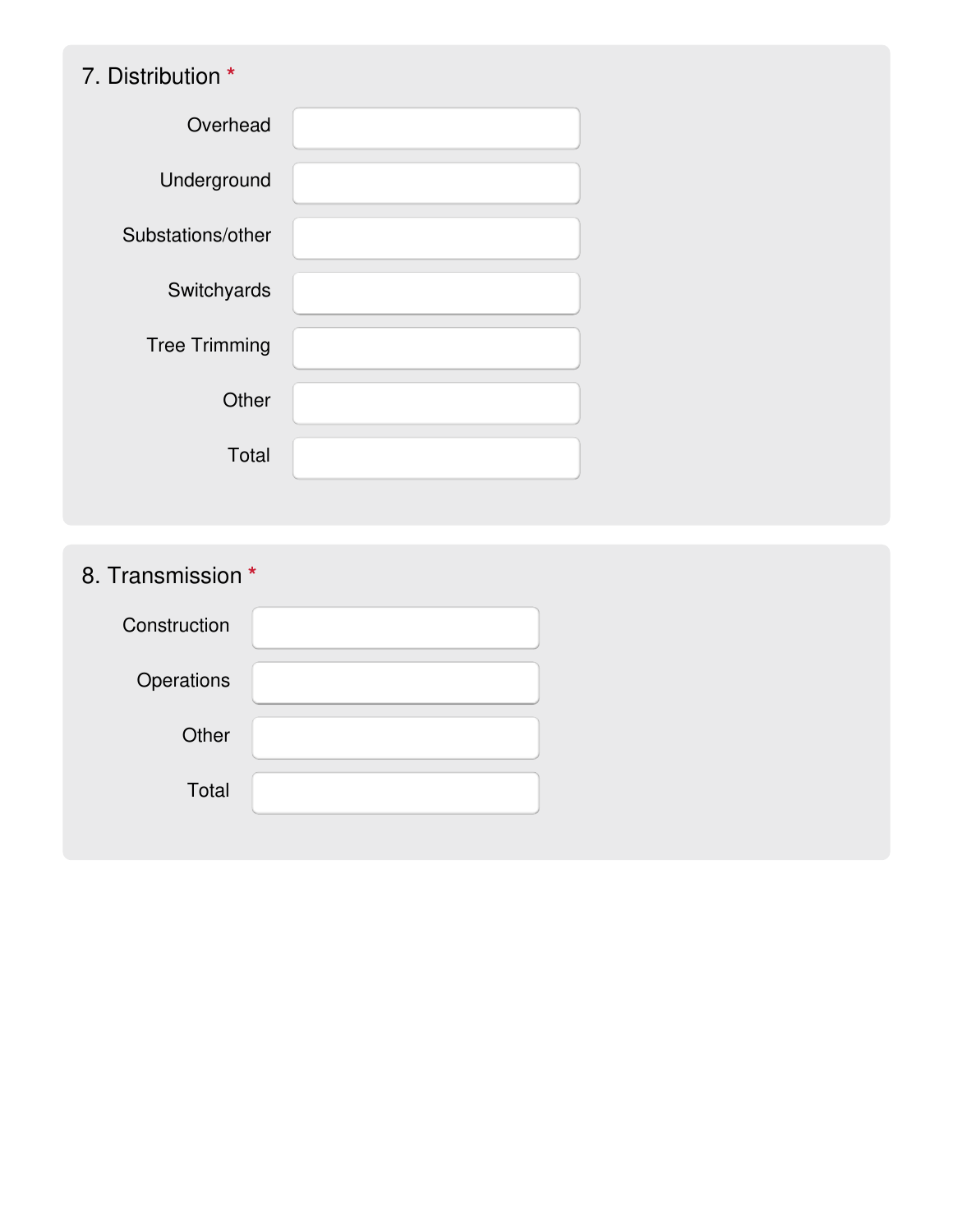## 7. Distribution *

| | |
|---|---|
| Overhead | |
| Underground | |
| Substations/other | |
| Switchyards | |
| Tree Trimming | |
| Other | |
| Total | |

## 8. Transmission *

| | |
|---|---|
| Construction | |
| Operations | |
| Other | |
| Total | |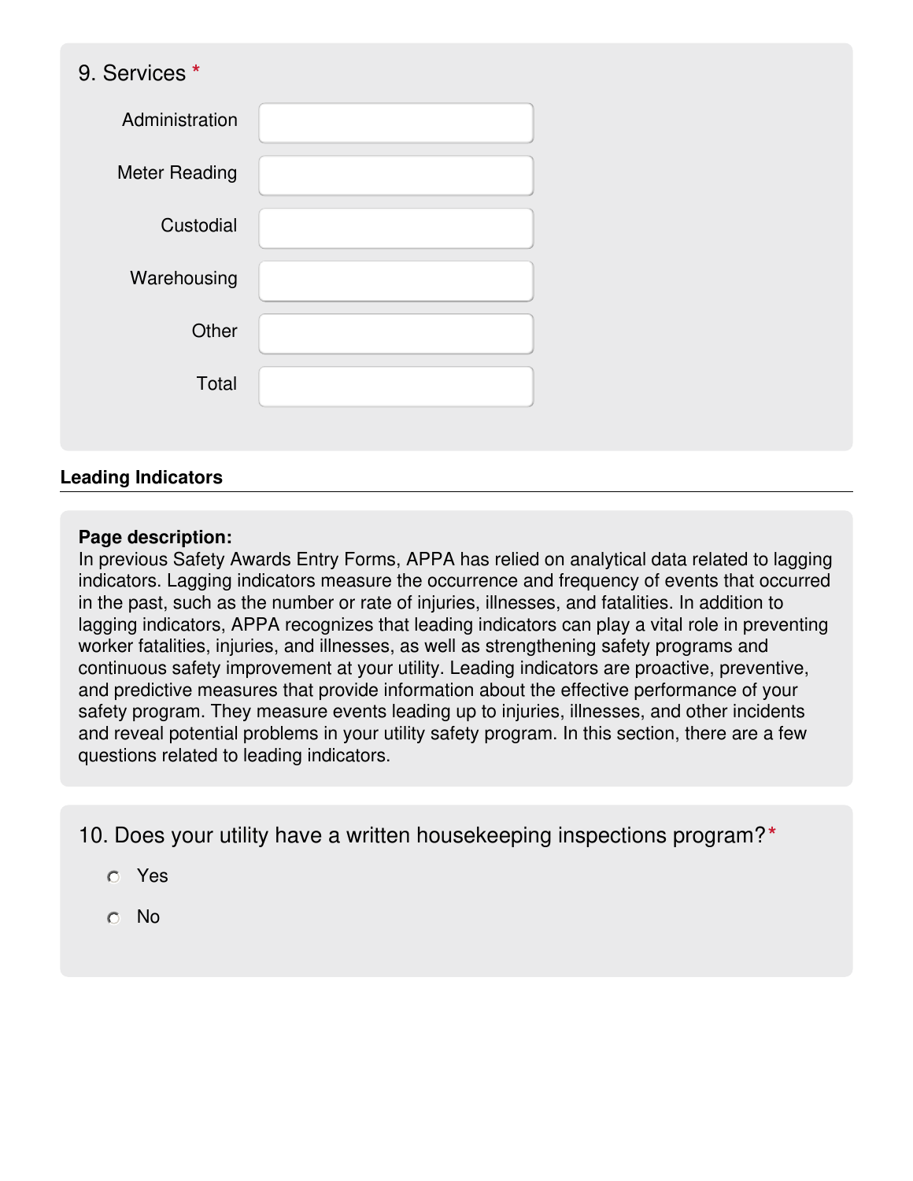9. Services *

| | |
|---|---|
| Administration | |
| Meter Reading | |
| Custodial | |
| Warehousing | |
| Other | |
| Total | |

## Leading Indicators

**Page description:**
In previous Safety Awards Entry Forms, APPA has relied on analytical data related to lagging indicators. Lagging indicators measure the occurrence and frequency of events that occurred in the past, such as the number or rate of injuries, illnesses, and fatalities. In addition to lagging indicators, APPA recognizes that leading indicators can play a vital role in preventing worker fatalities, injuries, and illnesses, as well as strengthening safety programs and continuous safety improvement at your utility. Leading indicators are proactive, preventive, and predictive measures that provide information about the effective performance of your safety program. They measure events leading up to injuries, illnesses, and other incidents and reveal potential problems in your utility safety program. In this section, there are a few questions related to leading indicators.

10. Does your utility have a written housekeeping inspections program? *

- Yes
- No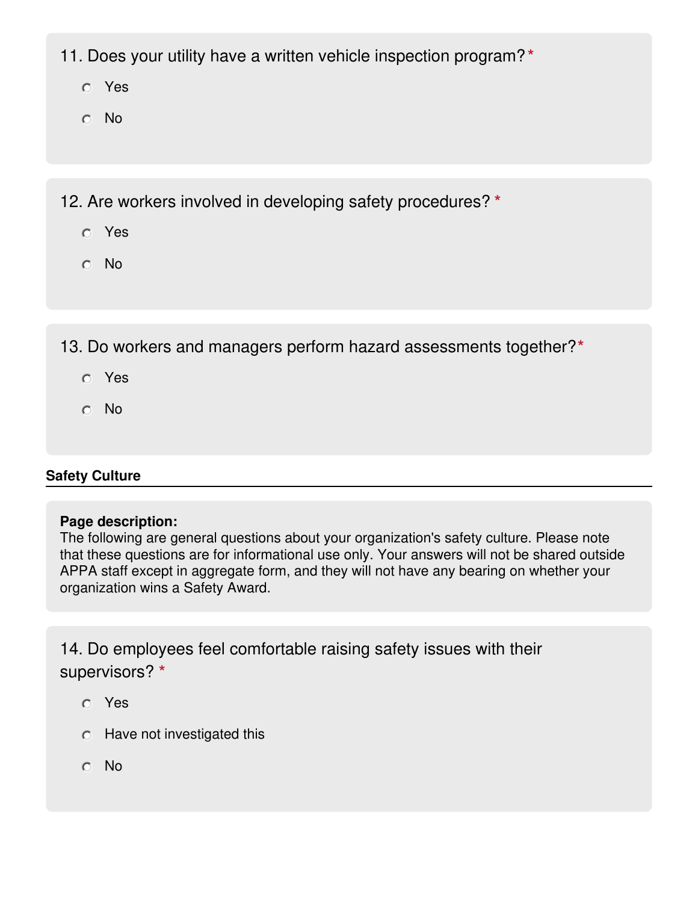11. Does your utility have a written vehicle inspection program? *

- Yes
- No

12. Are workers involved in developing safety procedures? *

- Yes
- No

13. Do workers and managers perform hazard assessments together? *

- Yes
- No

## Safety Culture

**Page description:**
The following are general questions about your organization's safety culture. Please note that these questions are for informational use only. Your answers will not be shared outside APPA staff except in aggregate form, and they will not have any bearing on whether your organization wins a Safety Award.

14. Do employees feel comfortable raising safety issues with their supervisors? *

- Yes
- Have not investigated this
- No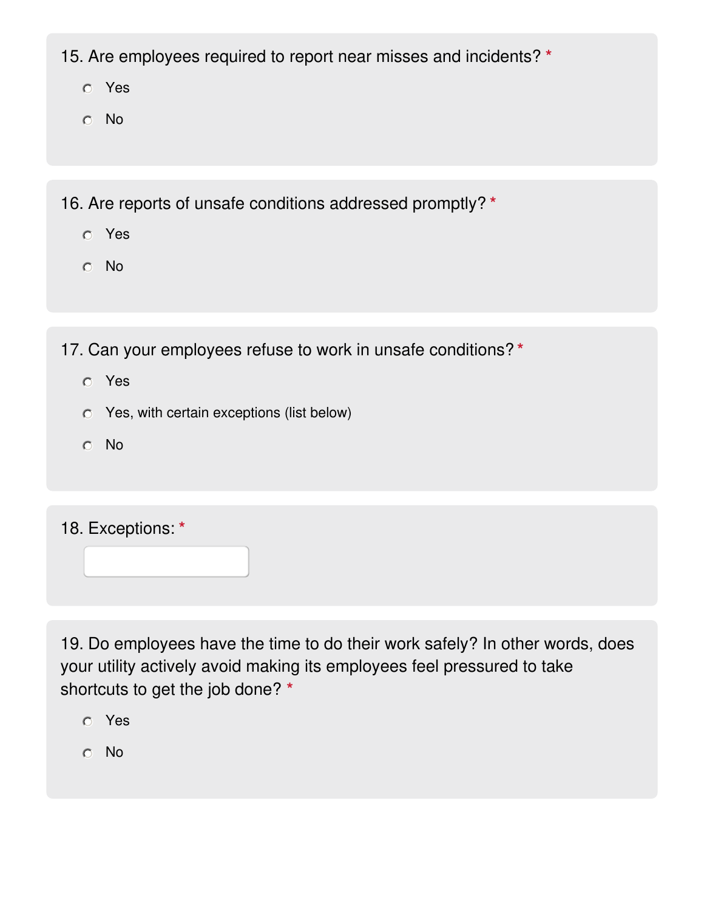15. Are employees required to report near misses and incidents? *

- ○ Yes
- ○ No

16. Are reports of unsafe conditions addressed promptly? *

- ○ Yes
- ○ No

17. Can your employees refuse to work in unsafe conditions? *

- ○ Yes
- ○ Yes, with certain exceptions (list below)
- ○ No

18. Exceptions: *

19. Do employees have the time to do their work safely? In other words, does your utility actively avoid making its employees feel pressured to take shortcuts to get the job done? *

- ○ Yes
- ○ No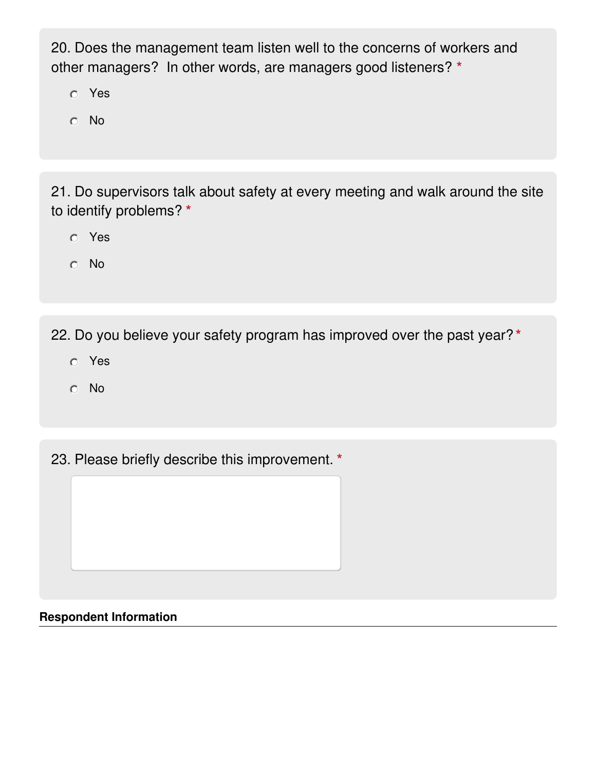20. Does the management team listen well to the concerns of workers and other managers? In other words, are managers good listeners? *

- Yes
- No

21. Do supervisors talk about safety at every meeting and walk around the site to identify problems? *

- Yes
- No

22. Do you believe your safety program has improved over the past year? *

- Yes
- No

23. Please briefly describe this improvement. *

**Respondent Information**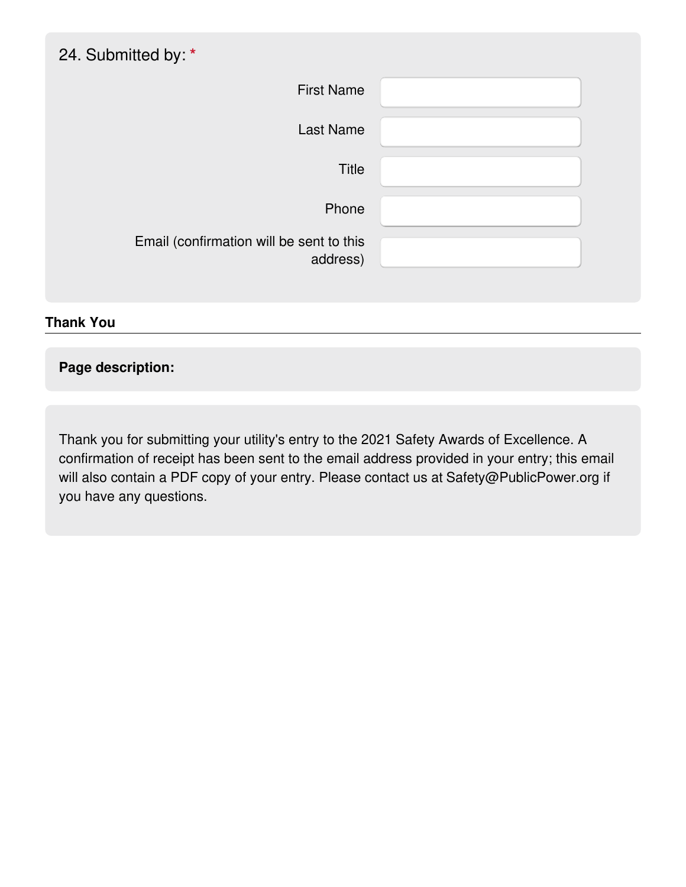24. Submitted by: *

| | |
|---|---|
| First Name | |
| Last Name | |
| Title | |
| Phone | |
| Email (confirmation will be sent to this address) | |

## Thank You

**Page description:**

Thank you for submitting your utility's entry to the 2021 Safety Awards of Excellence. A confirmation of receipt has been sent to the email address provided in your entry; this email will also contain a PDF copy of your entry. Please contact us at Safety@PublicPower.org if you have any questions.